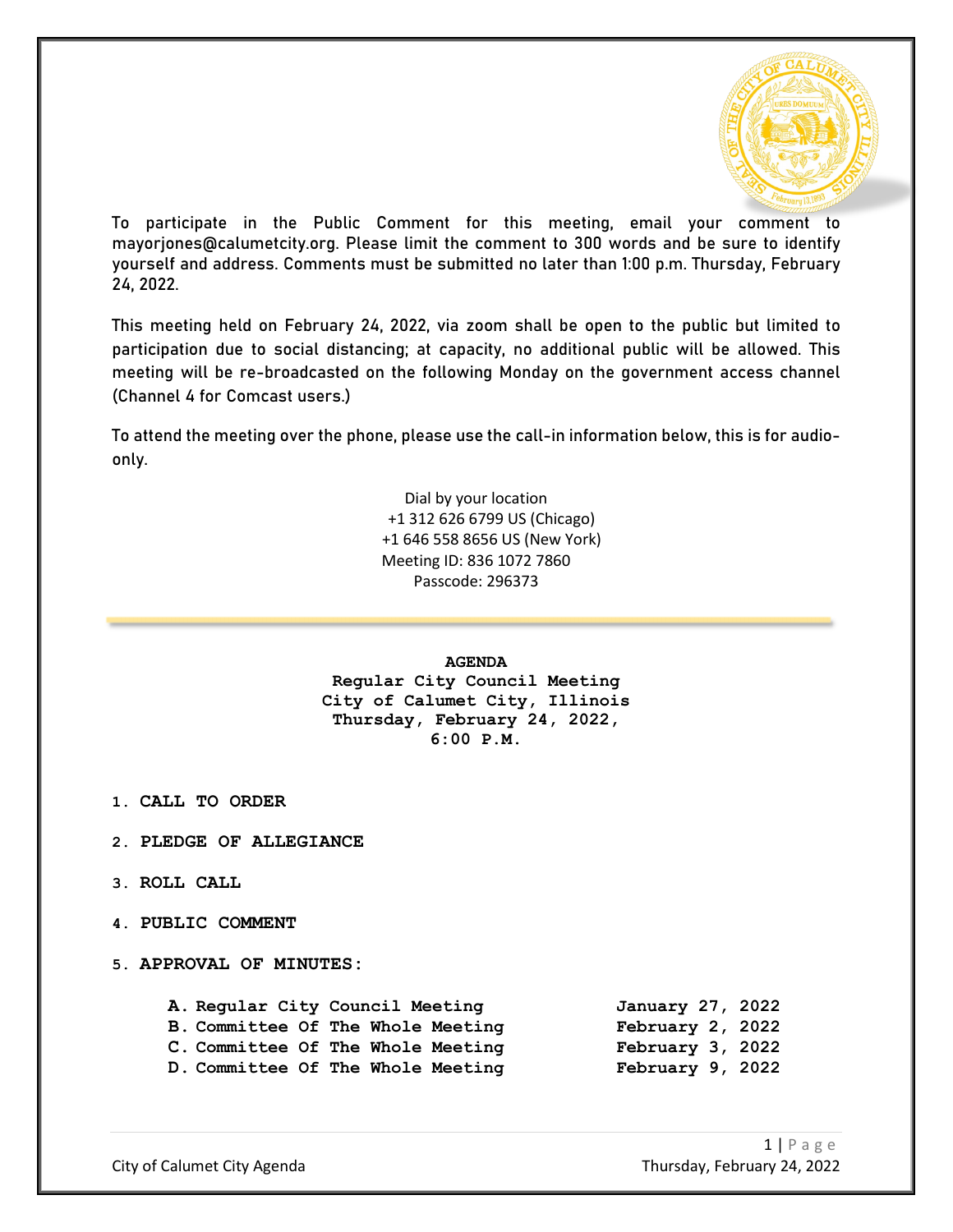To participate in the Public Comment for this meeting, email your comment to mayorjones@calumetcity.org. Please limit the comment to 300 words and be sure to identify yourself and address. Comments must be submitted no later than 1:00 p.m. Thursday, February 24, 2022.

This meeting held on February 24, 2022, via zoom shall be open to the public but limited to participation due to social distancing; at capacity, no additional public will be allowed. This meeting will be re-broadcasted on the following Monday on the government access channel (Channel 4 for Comcast users.)

To attend the meeting over the phone, please use the call-in information below, this is for audio-only.

Dial by your location
+1 312 626 6799 US (Chicago)
+1 646 558 8656 US (New York)
Meeting ID: 836 1072 7860
Passcode: 296373

---

**AGENDA**
**Regular City Council Meeting**
**City of Calumet City, Illinois**
**Thursday, February 24, 2022,**
**6:00 P.M.**

1. **CALL TO ORDER**
2. **PLEDGE OF ALLEGIANCE**
3. **ROLL CALL**
4. **PUBLIC COMMENT**
5. **APPROVAL OF MINUTES:**

   A. **Regular City Council Meeting** — **January 27, 2022**
   B. **Committee Of The Whole Meeting** — **February 2, 2022**
   C. **Committee Of The Whole Meeting** — **February 3, 2022**
   D. **Committee Of The Whole Meeting** — **February 9, 2022**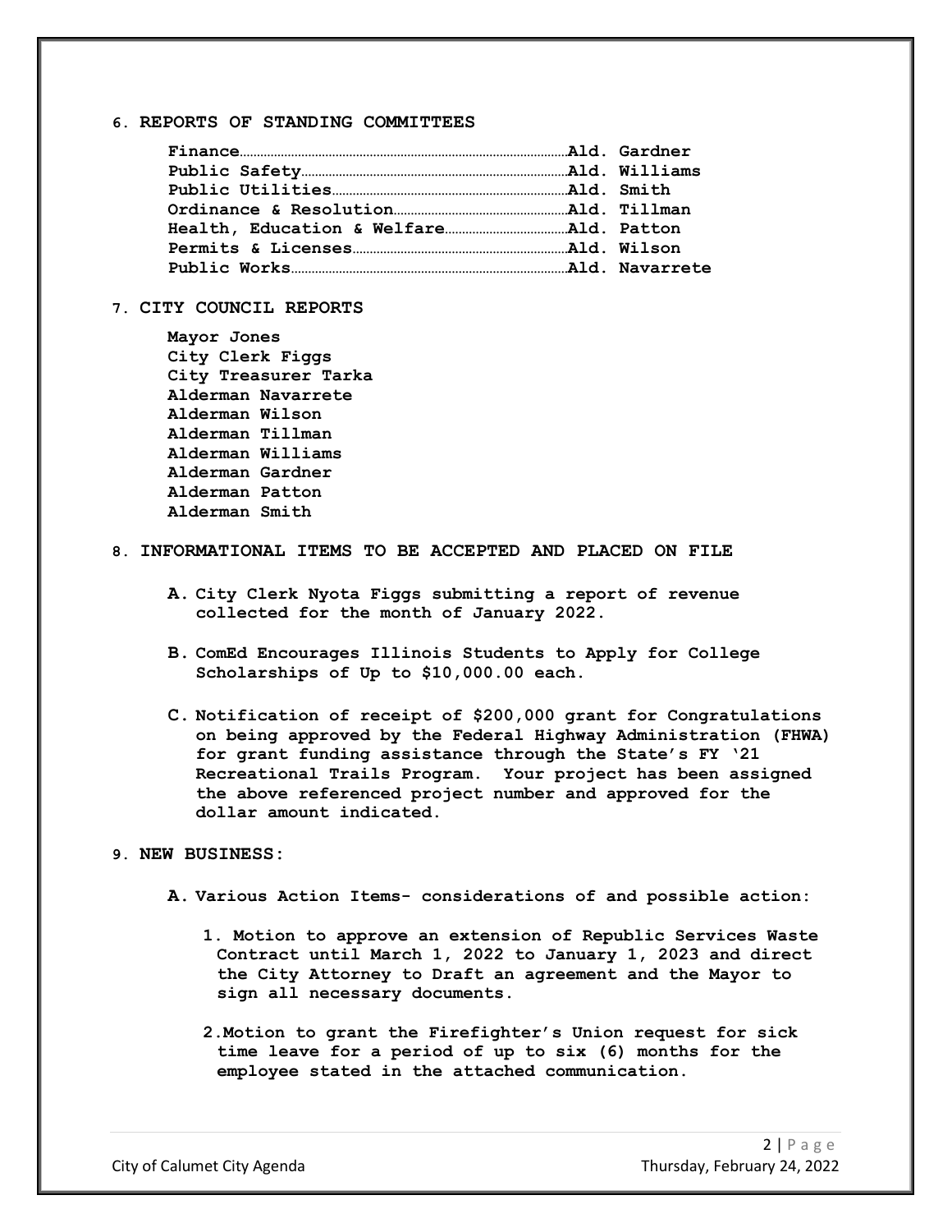## 6. REPORTS OF STANDING COMMITTEES

**Finance……………………………………………………………………Ald. Gardner**
**Public Safety…………………………………………………………Ald. Williams**
**Public Utilities……………………………………………………Ald. Smith**
**Ordinance & Resolution……………………………………………Ald. Tillman**
**Health, Education & Welfare……………………………………Ald. Patton**
**Permits & Licenses…………………………………………………Ald. Wilson**
**Public Works……………………………………………………………Ald. Navarrete**

## 7. CITY COUNCIL REPORTS

**Mayor Jones**
**City Clerk Figgs**
**City Treasurer Tarka**
**Alderman Navarrete**
**Alderman Wilson**
**Alderman Tillman**
**Alderman Williams**
**Alderman Gardner**
**Alderman Patton**
**Alderman Smith**

## 8. INFORMATIONAL ITEMS TO BE ACCEPTED AND PLACED ON FILE

**A. City Clerk Nyota Figgs submitting a report of revenue collected for the month of January 2022.**

**B. ComEd Encourages Illinois Students to Apply for College Scholarships of Up to $10,000.00 each.**

**C. Notification of receipt of $200,000 grant for Congratulations on being approved by the Federal Highway Administration (FHWA) for grant funding assistance through the State's FY '21 Recreational Trails Program. Your project has been assigned the above referenced project number and approved for the dollar amount indicated.**

## 9. NEW BUSINESS:

**A. Various Action Items- considerations of and possible action:**

**1. Motion to approve an extension of Republic Services Waste Contract until March 1, 2022 to January 1, 2023 and direct the City Attorney to Draft an agreement and the Mayor to sign all necessary documents.**

**2. Motion to grant the Firefighter's Union request for sick time leave for a period of up to six (6) months for the employee stated in the attached communication.**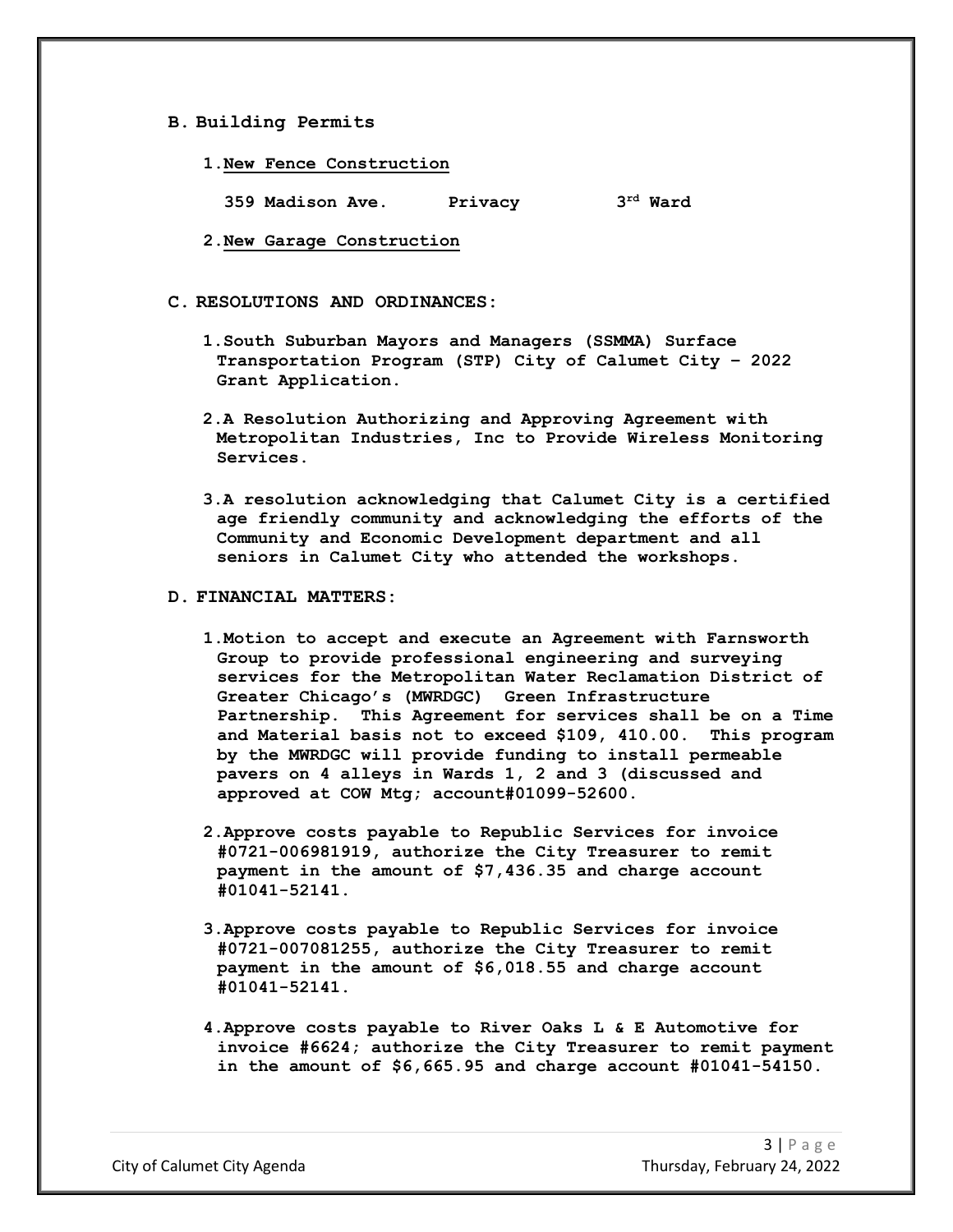## B. Building Permits

1. New Fence Construction

   **359 Madison Ave. Privacy 3rd Ward**

2. New Garage Construction

## C. RESOLUTIONS AND ORDINANCES:

1. South Suburban Mayors and Managers (SSMMA) Surface Transportation Program (STP) City of Calumet City – 2022 Grant Application.

2. A Resolution Authorizing and Approving Agreement with Metropolitan Industries, Inc to Provide Wireless Monitoring Services.

3. A resolution acknowledging that Calumet City is a certified age friendly community and acknowledging the efforts of the Community and Economic Development department and all seniors in Calumet City who attended the workshops.

## D. FINANCIAL MATTERS:

1. Motion to accept and execute an Agreement with Farnsworth Group to provide professional engineering and surveying services for the Metropolitan Water Reclamation District of Greater Chicago's (MWRDGC) Green Infrastructure Partnership. This Agreement for services shall be on a Time and Material basis not to exceed $109, 410.00. This program by the MWRDGC will provide funding to install permeable pavers on 4 alleys in Wards 1, 2 and 3 (discussed and approved at COW Mtg; account#01099-52600.

2. Approve costs payable to Republic Services for invoice #0721-006981919, authorize the City Treasurer to remit payment in the amount of $7,436.35 and charge account #01041-52141.

3. Approve costs payable to Republic Services for invoice #0721-007081255, authorize the City Treasurer to remit payment in the amount of $6,018.55 and charge account #01041-52141.

4. Approve costs payable to River Oaks L & E Automotive for invoice #6624; authorize the City Treasurer to remit payment in the amount of $6,665.95 and charge account #01041-54150.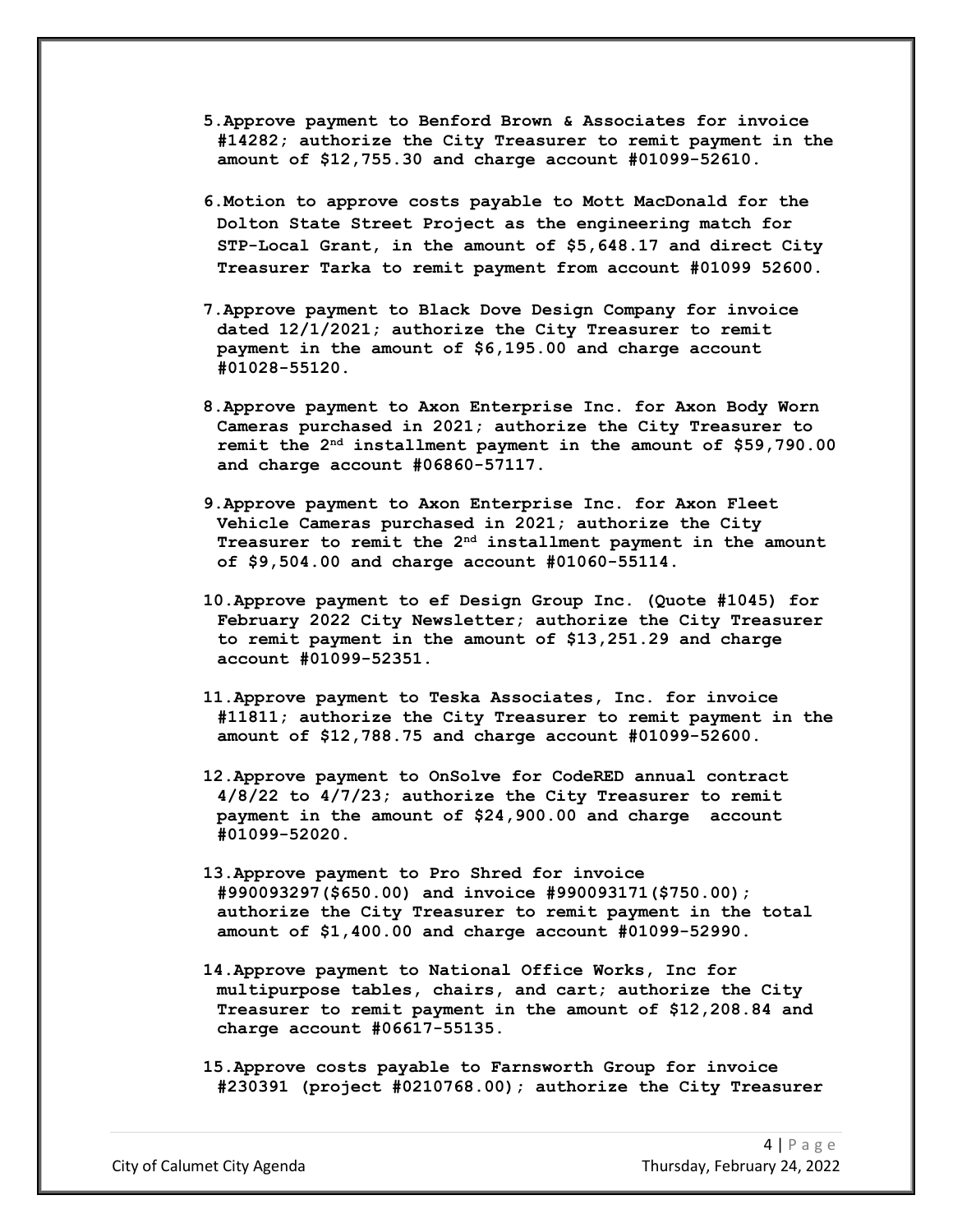5. **Approve payment to Benford Brown & Associates for invoice #14282; authorize the City Treasurer to remit payment in the amount of $12,755.30 and charge account #01099-52610.**

6. **Motion to approve costs payable to Mott MacDonald for the Dolton State Street Project as the engineering match for STP-Local Grant, in the amount of $5,648.17 and direct City Treasurer Tarka to remit payment from account #01099 52600.**

7. **Approve payment to Black Dove Design Company for invoice dated 12/1/2021; authorize the City Treasurer to remit payment in the amount of $6,195.00 and charge account #01028-55120.**

8. **Approve payment to Axon Enterprise Inc. for Axon Body Worn Cameras purchased in 2021; authorize the City Treasurer to remit the 2nd installment payment in the amount of $59,790.00 and charge account #06860-57117.**

9. **Approve payment to Axon Enterprise Inc. for Axon Fleet Vehicle Cameras purchased in 2021; authorize the City Treasurer to remit the 2nd installment payment in the amount of $9,504.00 and charge account #01060-55114.**

10. **Approve payment to ef Design Group Inc. (Quote #1045) for February 2022 City Newsletter; authorize the City Treasurer to remit payment in the amount of $13,251.29 and charge account #01099-52351.**

11. **Approve payment to Teska Associates, Inc. for invoice #11811; authorize the City Treasurer to remit payment in the amount of $12,788.75 and charge account #01099-52600.**

12. **Approve payment to OnSolve for CodeRED annual contract 4/8/22 to 4/7/23; authorize the City Treasurer to remit payment in the amount of $24,900.00 and charge account #01099-52020.**

13. **Approve payment to Pro Shred for invoice #990093297($650.00) and invoice #990093171($750.00); authorize the City Treasurer to remit payment in the total amount of $1,400.00 and charge account #01099-52990.**

14. **Approve payment to National Office Works, Inc for multipurpose tables, chairs, and cart; authorize the City Treasurer to remit payment in the amount of $12,208.84 and charge account #06617-55135.**

15. **Approve costs payable to Farnsworth Group for invoice #230391 (project #0210768.00); authorize the City Treasurer**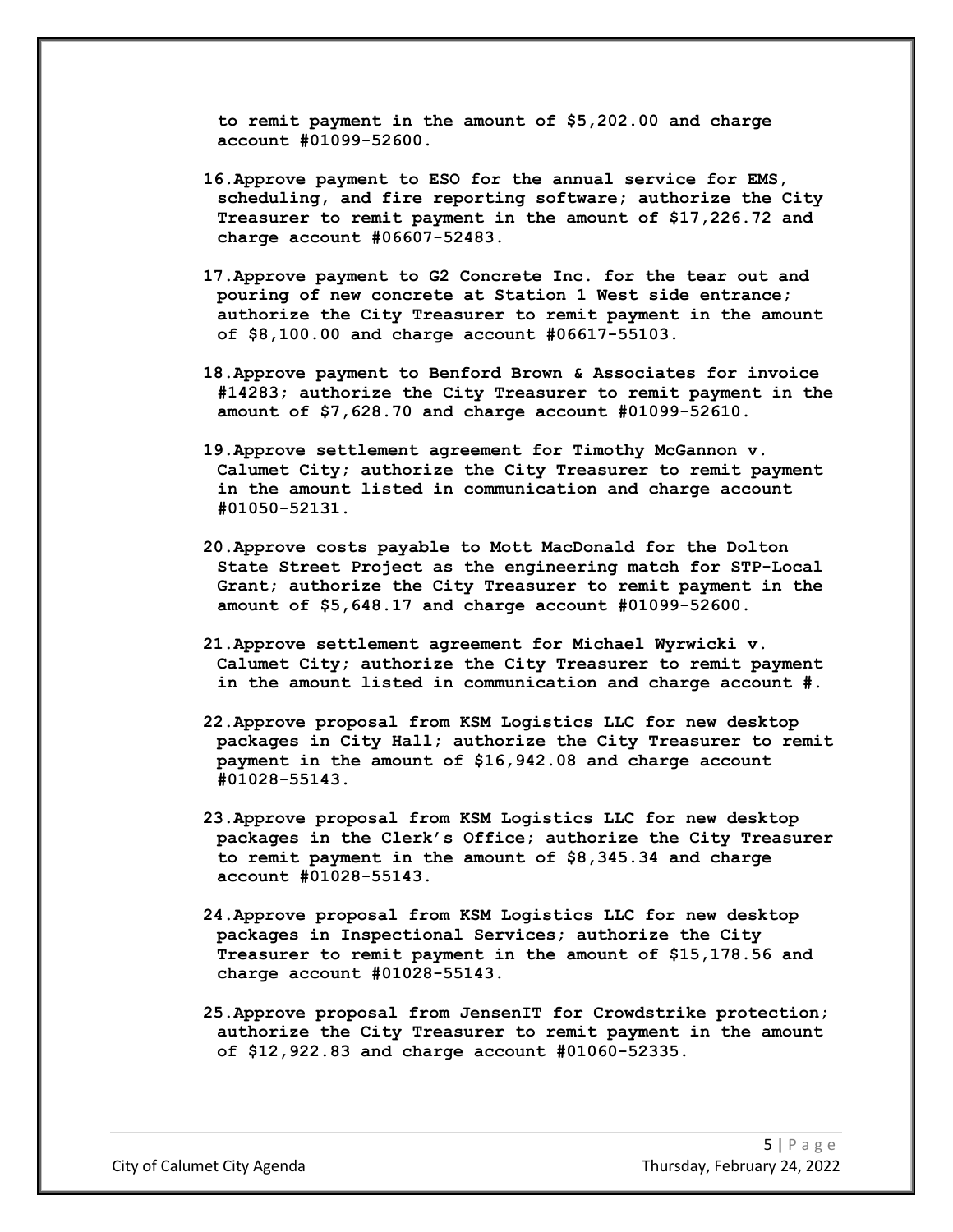to remit payment in the amount of $5,202.00 and charge account #01099-52600.

16. **Approve payment to ESO for the annual service for EMS, scheduling, and fire reporting software; authorize the City Treasurer to remit payment in the amount of $17,226.72 and charge account #06607-52483.**

17. **Approve payment to G2 Concrete Inc. for the tear out and pouring of new concrete at Station 1 West side entrance; authorize the City Treasurer to remit payment in the amount of $8,100.00 and charge account #06617-55103.**

18. **Approve payment to Benford Brown & Associates for invoice #14283; authorize the City Treasurer to remit payment in the amount of $7,628.70 and charge account #01099-52610.**

19. **Approve settlement agreement for Timothy McGannon v. Calumet City; authorize the City Treasurer to remit payment in the amount listed in communication and charge account #01050-52131.**

20. **Approve costs payable to Mott MacDonald for the Dolton State Street Project as the engineering match for STP-Local Grant; authorize the City Treasurer to remit payment in the amount of $5,648.17 and charge account #01099-52600.**

21. **Approve settlement agreement for Michael Wyrwicki v. Calumet City; authorize the City Treasurer to remit payment in the amount listed in communication and charge account #.**

22. **Approve proposal from KSM Logistics LLC for new desktop packages in City Hall; authorize the City Treasurer to remit payment in the amount of $16,942.08 and charge account #01028-55143.**

23. **Approve proposal from KSM Logistics LLC for new desktop packages in the Clerk's Office; authorize the City Treasurer to remit payment in the amount of $8,345.34 and charge account #01028-55143.**

24. **Approve proposal from KSM Logistics LLC for new desktop packages in Inspectional Services; authorize the City Treasurer to remit payment in the amount of $15,178.56 and charge account #01028-55143.**

25. **Approve proposal from JensenIT for Crowdstrike protection; authorize the City Treasurer to remit payment in the amount of $12,922.83 and charge account #01060-52335.**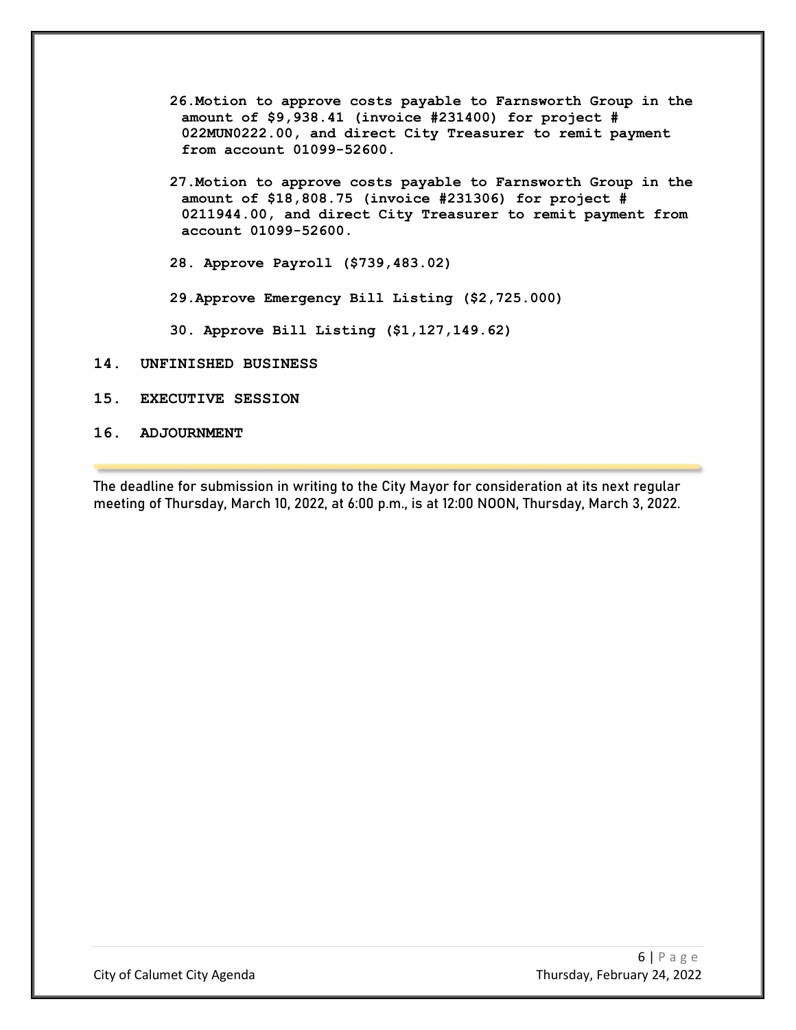26. **Motion to approve costs payable to Farnsworth Group in the amount of $9,938.41 (invoice #231400) for project # 022MUN0222.00, and direct City Treasurer to remit payment from account 01099-52600.**

27. **Motion to approve costs payable to Farnsworth Group in the amount of $18,808.75 (invoice #231306) for project # 0211944.00, and direct City Treasurer to remit payment from account 01099-52600.**

28. **Approve Payroll ($739,483.02)**

29. **Approve Emergency Bill Listing ($2,725.000)**

30. **Approve Bill Listing ($1,127,149.62)**

**14. UNFINISHED BUSINESS**

**15. EXECUTIVE SESSION**

**16. ADJOURNMENT**

---

The deadline for submission in writing to the City Mayor for consideration at its next regular meeting of Thursday, March 10, 2022, at 6:00 p.m., is at 12:00 NOON, Thursday, March 3, 2022.